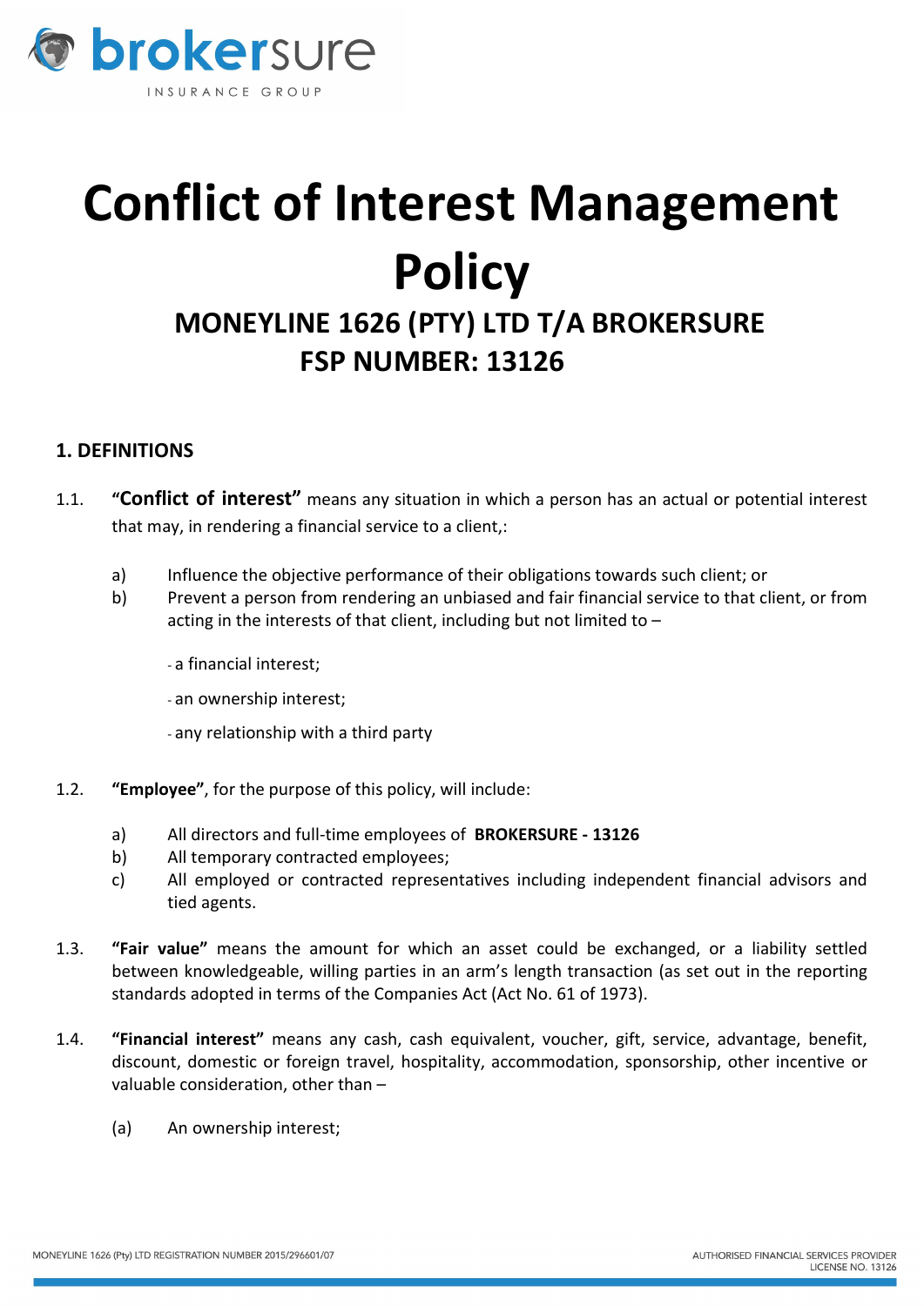brokersure

INSURANCE GROUP

# Conflict of Interest Management Policy

## MONEYLINE 1626 (PTY) LTD T/A BROKERSURE
## FSP NUMBER: 13126

### 1. DEFINITIONS

1.1. **"Conflict of interest"** means any situation in which a person has an actual or potential interest that may, in rendering a financial service to a client,:

a) Influence the objective performance of their obligations towards such client; or

b) Prevent a person from rendering an unbiased and fair financial service to that client, or from acting in the interests of that client, including but not limited to –

- a financial interest;
- an ownership interest;
- any relationship with a third party

1.2. **"Employee"**, for the purpose of this policy, will include:

a) All directors and full-time employees of **BROKERSURE - 13126**

b) All temporary contracted employees;

c) All employed or contracted representatives including independent financial advisors and tied agents.

1.3. **"Fair value"** means the amount for which an asset could be exchanged, or a liability settled between knowledgeable, willing parties in an arm's length transaction (as set out in the reporting standards adopted in terms of the Companies Act (Act No. 61 of 1973).

1.4. **"Financial interest"** means any cash, cash equivalent, voucher, gift, service, advantage, benefit, discount, domestic or foreign travel, hospitality, accommodation, sponsorship, other incentive or valuable consideration, other than –

(a) An ownership interest;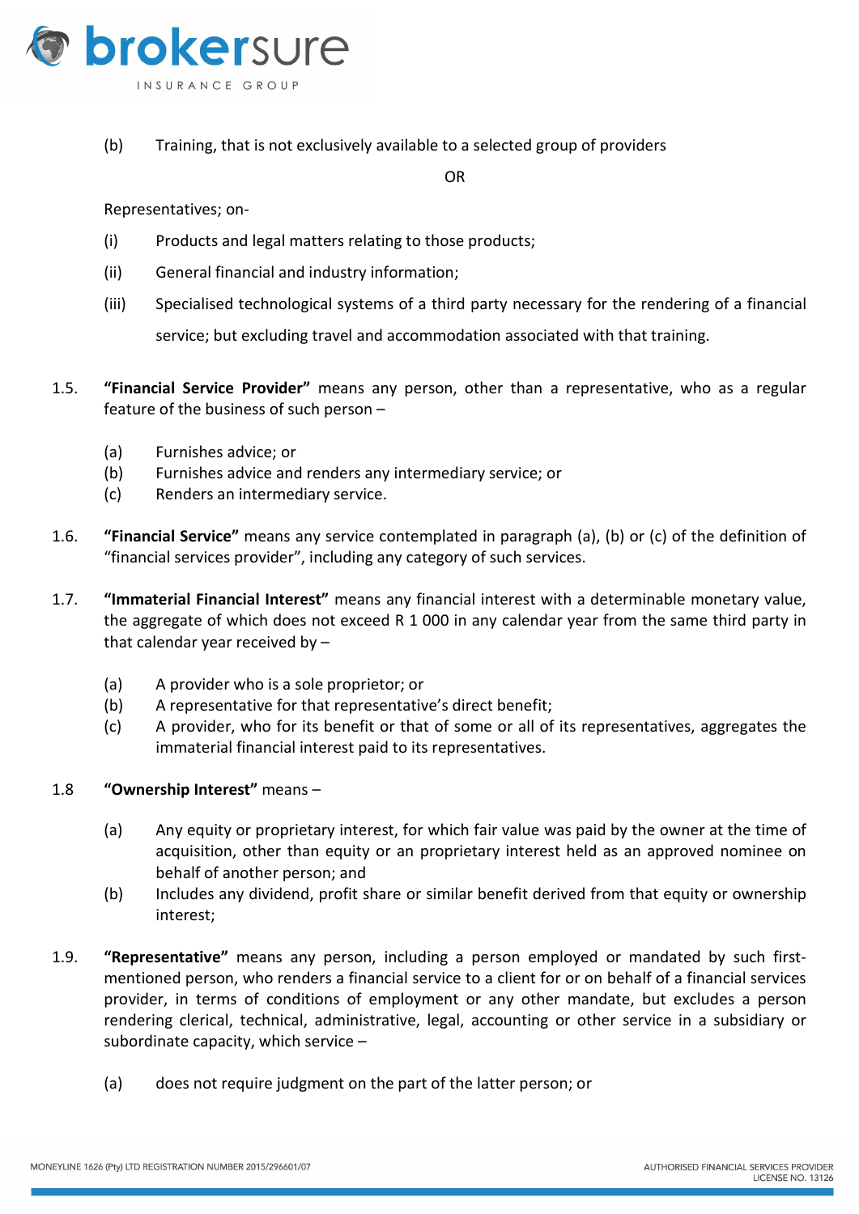(b) Training, that is not exclusively available to a selected group of providers

OR

Representatives; on-

(i) Products and legal matters relating to those products;

(ii) General financial and industry information;

(iii) Specialised technological systems of a third party necessary for the rendering of a financial service; but excluding travel and accommodation associated with that training.

1.5. **"Financial Service Provider"** means any person, other than a representative, who as a regular feature of the business of such person –

(a) Furnishes advice; or
(b) Furnishes advice and renders any intermediary service; or
(c) Renders an intermediary service.

1.6. **"Financial Service"** means any service contemplated in paragraph (a), (b) or (c) of the definition of "financial services provider", including any category of such services.

1.7. **"Immaterial Financial Interest"** means any financial interest with a determinable monetary value, the aggregate of which does not exceed R 1 000 in any calendar year from the same third party in that calendar year received by –

(a) A provider who is a sole proprietor; or
(b) A representative for that representative's direct benefit;
(c) A provider, who for its benefit or that of some or all of its representatives, aggregates the immaterial financial interest paid to its representatives.

1.8 **"Ownership Interest"** means –

(a) Any equity or proprietary interest, for which fair value was paid by the owner at the time of acquisition, other than equity or an proprietary interest held as an approved nominee on behalf of another person; and
(b) Includes any dividend, profit share or similar benefit derived from that equity or ownership interest;

1.9. **"Representative"** means any person, including a person employed or mandated by such first-mentioned person, who renders a financial service to a client for or on behalf of a financial services provider, in terms of conditions of employment or any other mandate, but excludes a person rendering clerical, technical, administrative, legal, accounting or other service in a subsidiary or subordinate capacity, which service –

(a) does not require judgment on the part of the latter person; or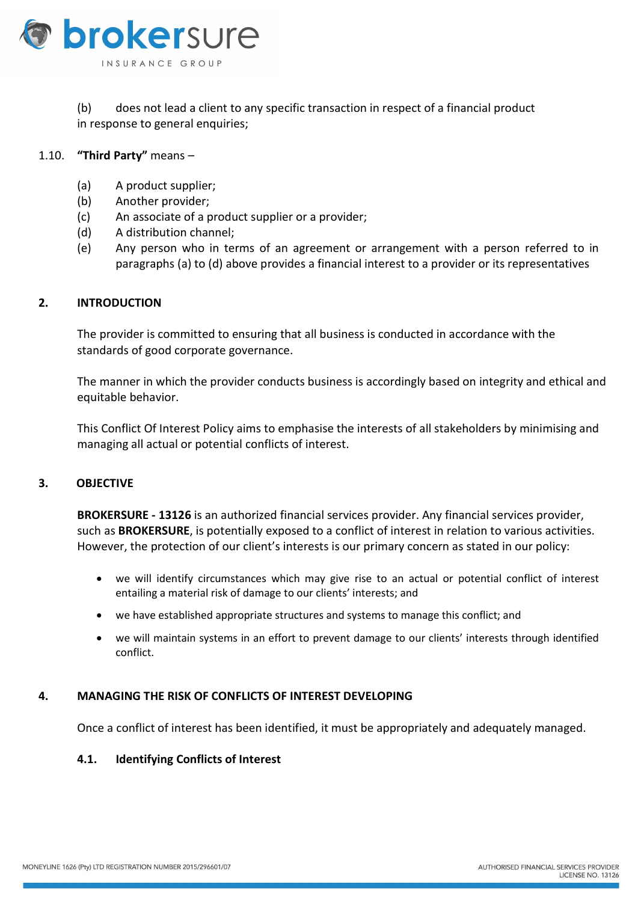(b) does not lead a client to any specific transaction in respect of a financial product in response to general enquiries;

1.10. **"Third Party"** means –

- (a) A product supplier;
- (b) Another provider;
- (c) An associate of a product supplier or a provider;
- (d) A distribution channel;
- (e) Any person who in terms of an agreement or arrangement with a person referred to in paragraphs (a) to (d) above provides a financial interest to a provider or its representatives

## 2. INTRODUCTION

The provider is committed to ensuring that all business is conducted in accordance with the standards of good corporate governance.

The manner in which the provider conducts business is accordingly based on integrity and ethical and equitable behavior.

This Conflict Of Interest Policy aims to emphasise the interests of all stakeholders by minimising and managing all actual or potential conflicts of interest.

## 3. OBJECTIVE

**BROKERSURE - 13126** is an authorized financial services provider. Any financial services provider, such as **BROKERSURE**, is potentially exposed to a conflict of interest in relation to various activities. However, the protection of our client's interests is our primary concern as stated in our policy:

- we will identify circumstances which may give rise to an actual or potential conflict of interest entailing a material risk of damage to our clients' interests; and
- we have established appropriate structures and systems to manage this conflict; and
- we will maintain systems in an effort to prevent damage to our clients' interests through identified conflict.

## 4. MANAGING THE RISK OF CONFLICTS OF INTEREST DEVELOPING

Once a conflict of interest has been identified, it must be appropriately and adequately managed.

### 4.1. Identifying Conflicts of Interest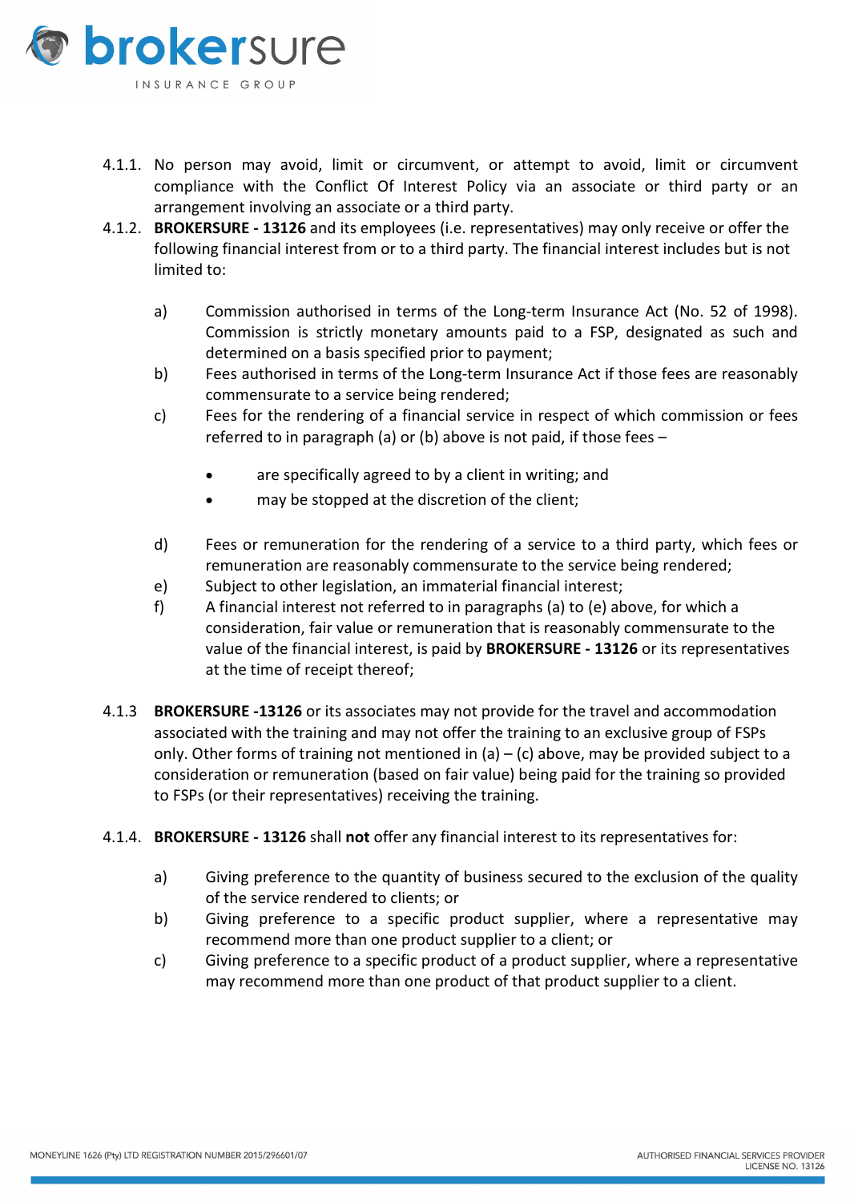4.1.1. No person may avoid, limit or circumvent, or attempt to avoid, limit or circumvent compliance with the Conflict Of Interest Policy via an associate or third party or an arrangement involving an associate or a third party.

4.1.2. **BROKERSURE - 13126** and its employees (i.e. representatives) may only receive or offer the following financial interest from or to a third party. The financial interest includes but is not limited to:

a) Commission authorised in terms of the Long-term Insurance Act (No. 52 of 1998). Commission is strictly monetary amounts paid to a FSP, designated as such and determined on a basis specified prior to payment;

b) Fees authorised in terms of the Long-term Insurance Act if those fees are reasonably commensurate to a service being rendered;

c) Fees for the rendering of a financial service in respect of which commission or fees referred to in paragraph (a) or (b) above is not paid, if those fees –

- are specifically agreed to by a client in writing; and
- may be stopped at the discretion of the client;

d) Fees or remuneration for the rendering of a service to a third party, which fees or remuneration are reasonably commensurate to the service being rendered;

e) Subject to other legislation, an immaterial financial interest;

f) A financial interest not referred to in paragraphs (a) to (e) above, for which a consideration, fair value or remuneration that is reasonably commensurate to the value of the financial interest, is paid by **BROKERSURE - 13126** or its representatives at the time of receipt thereof;

4.1.3 **BROKERSURE -13126** or its associates may not provide for the travel and accommodation associated with the training and may not offer the training to an exclusive group of FSPs only. Other forms of training not mentioned in (a) – (c) above, may be provided subject to a consideration or remuneration (based on fair value) being paid for the training so provided to FSPs (or their representatives) receiving the training.

4.1.4. **BROKERSURE - 13126** shall **not** offer any financial interest to its representatives for:

a) Giving preference to the quantity of business secured to the exclusion of the quality of the service rendered to clients; or

b) Giving preference to a specific product supplier, where a representative may recommend more than one product supplier to a client; or

c) Giving preference to a specific product of a product supplier, where a representative may recommend more than one product of that product supplier to a client.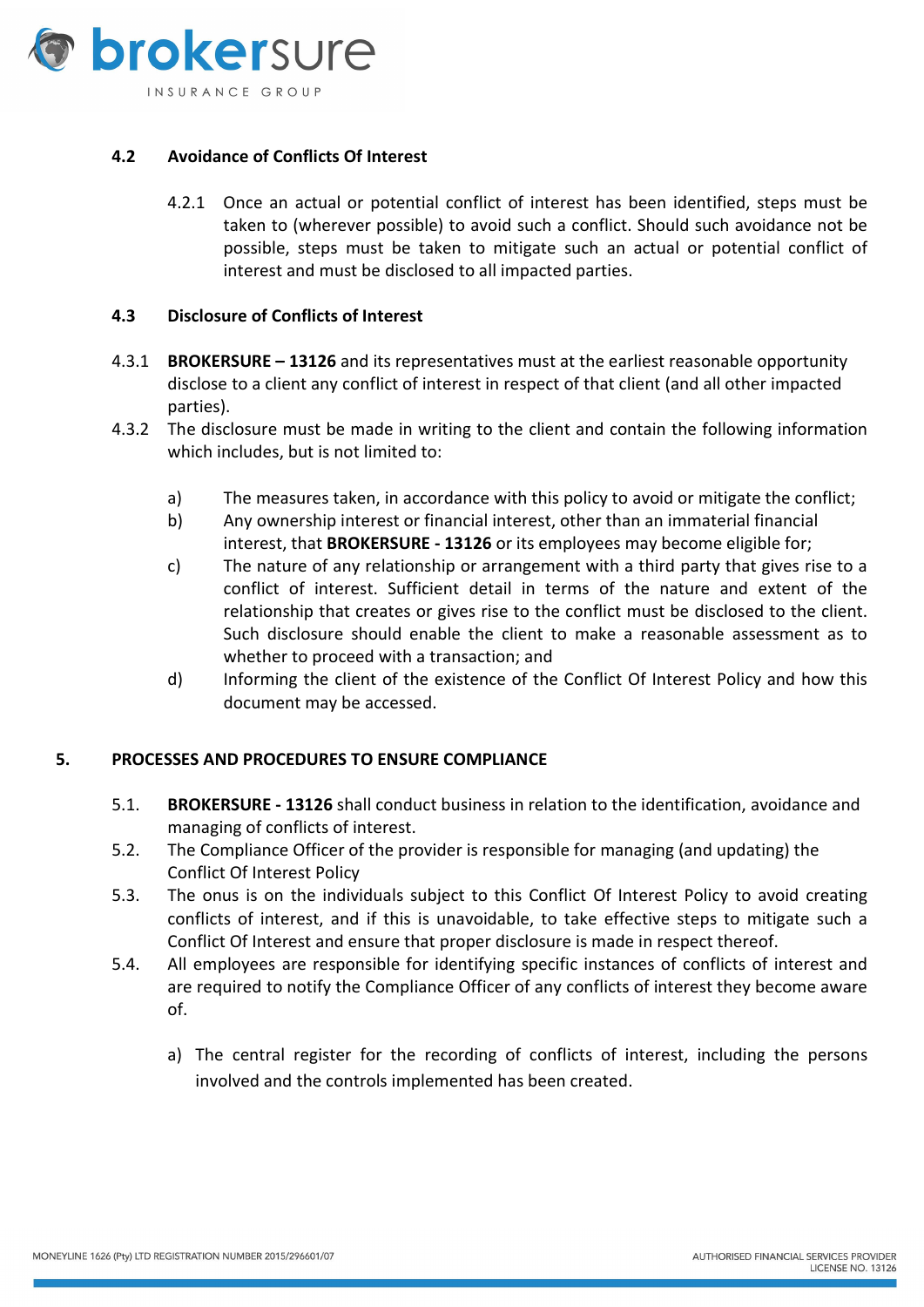### 4.2 Avoidance of Conflicts Of Interest

4.2.1 Once an actual or potential conflict of interest has been identified, steps must be taken to (wherever possible) to avoid such a conflict. Should such avoidance not be possible, steps must be taken to mitigate such an actual or potential conflict of interest and must be disclosed to all impacted parties.

### 4.3 Disclosure of Conflicts of Interest

4.3.1 **BROKERSURE – 13126** and its representatives must at the earliest reasonable opportunity disclose to a client any conflict of interest in respect of that client (and all other impacted parties).

4.3.2 The disclosure must be made in writing to the client and contain the following information which includes, but is not limited to:

a) The measures taken, in accordance with this policy to avoid or mitigate the conflict;

b) Any ownership interest or financial interest, other than an immaterial financial interest, that **BROKERSURE - 13126** or its employees may become eligible for;

c) The nature of any relationship or arrangement with a third party that gives rise to a conflict of interest. Sufficient detail in terms of the nature and extent of the relationship that creates or gives rise to the conflict must be disclosed to the client. Such disclosure should enable the client to make a reasonable assessment as to whether to proceed with a transaction; and

d) Informing the client of the existence of the Conflict Of Interest Policy and how this document may be accessed.

## 5. PROCESSES AND PROCEDURES TO ENSURE COMPLIANCE

5.1. **BROKERSURE - 13126** shall conduct business in relation to the identification, avoidance and managing of conflicts of interest.

5.2. The Compliance Officer of the provider is responsible for managing (and updating) the Conflict Of Interest Policy

5.3. The onus is on the individuals subject to this Conflict Of Interest Policy to avoid creating conflicts of interest, and if this is unavoidable, to take effective steps to mitigate such a Conflict Of Interest and ensure that proper disclosure is made in respect thereof.

5.4. All employees are responsible for identifying specific instances of conflicts of interest and are required to notify the Compliance Officer of any conflicts of interest they become aware of.

a) The central register for the recording of conflicts of interest, including the persons involved and the controls implemented has been created.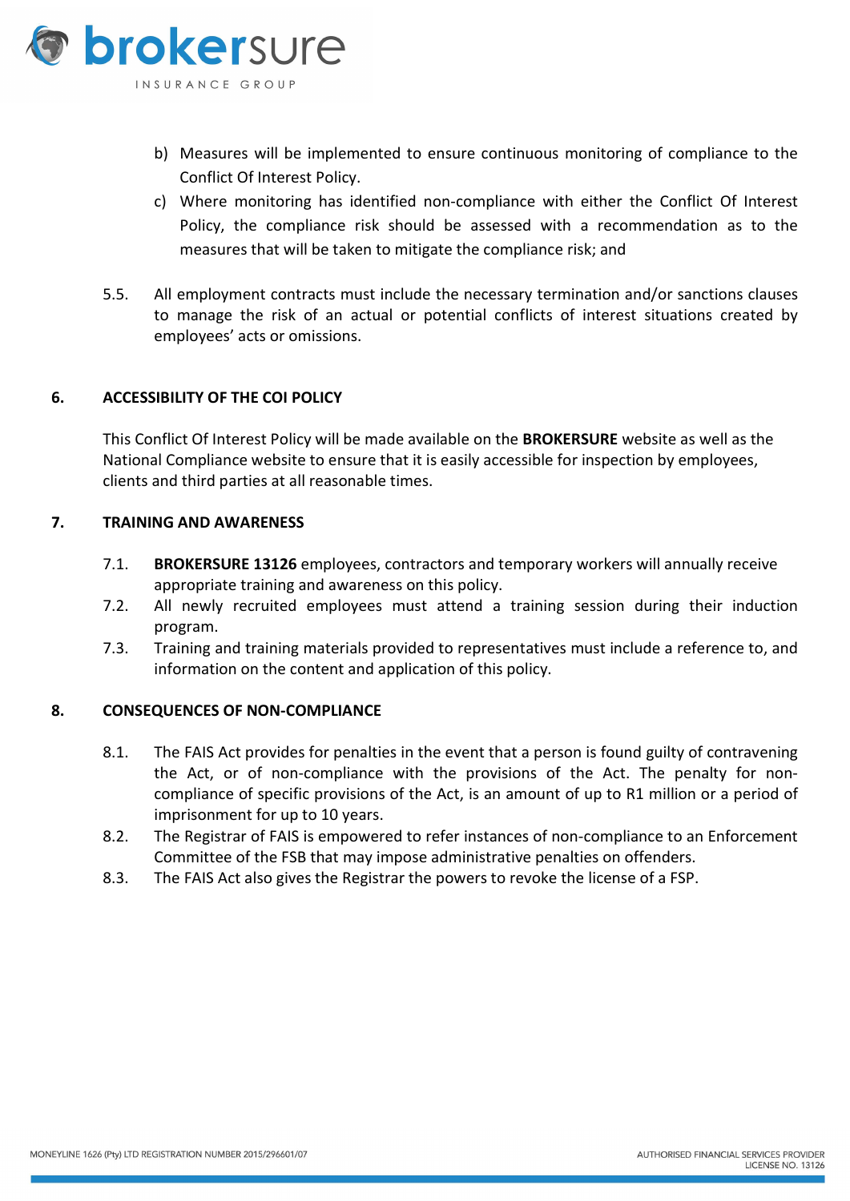b) Measures will be implemented to ensure continuous monitoring of compliance to the Conflict Of Interest Policy.

c) Where monitoring has identified non-compliance with either the Conflict Of Interest Policy, the compliance risk should be assessed with a recommendation as to the measures that will be taken to mitigate the compliance risk; and

5.5. All employment contracts must include the necessary termination and/or sanctions clauses to manage the risk of an actual or potential conflicts of interest situations created by employees' acts or omissions.

## 6. ACCESSIBILITY OF THE COI POLICY

This Conflict Of Interest Policy will be made available on the **BROKERSURE** website as well as the National Compliance website to ensure that it is easily accessible for inspection by employees, clients and third parties at all reasonable times.

## 7. TRAINING AND AWARENESS

7.1. **BROKERSURE 13126** employees, contractors and temporary workers will annually receive appropriate training and awareness on this policy.

7.2. All newly recruited employees must attend a training session during their induction program.

7.3. Training and training materials provided to representatives must include a reference to, and information on the content and application of this policy.

## 8. CONSEQUENCES OF NON-COMPLIANCE

8.1. The FAIS Act provides for penalties in the event that a person is found guilty of contravening the Act, or of non-compliance with the provisions of the Act. The penalty for non-compliance of specific provisions of the Act, is an amount of up to R1 million or a period of imprisonment for up to 10 years.

8.2. The Registrar of FAIS is empowered to refer instances of non-compliance to an Enforcement Committee of the FSB that may impose administrative penalties on offenders.

8.3. The FAIS Act also gives the Registrar the powers to revoke the license of a FSP.